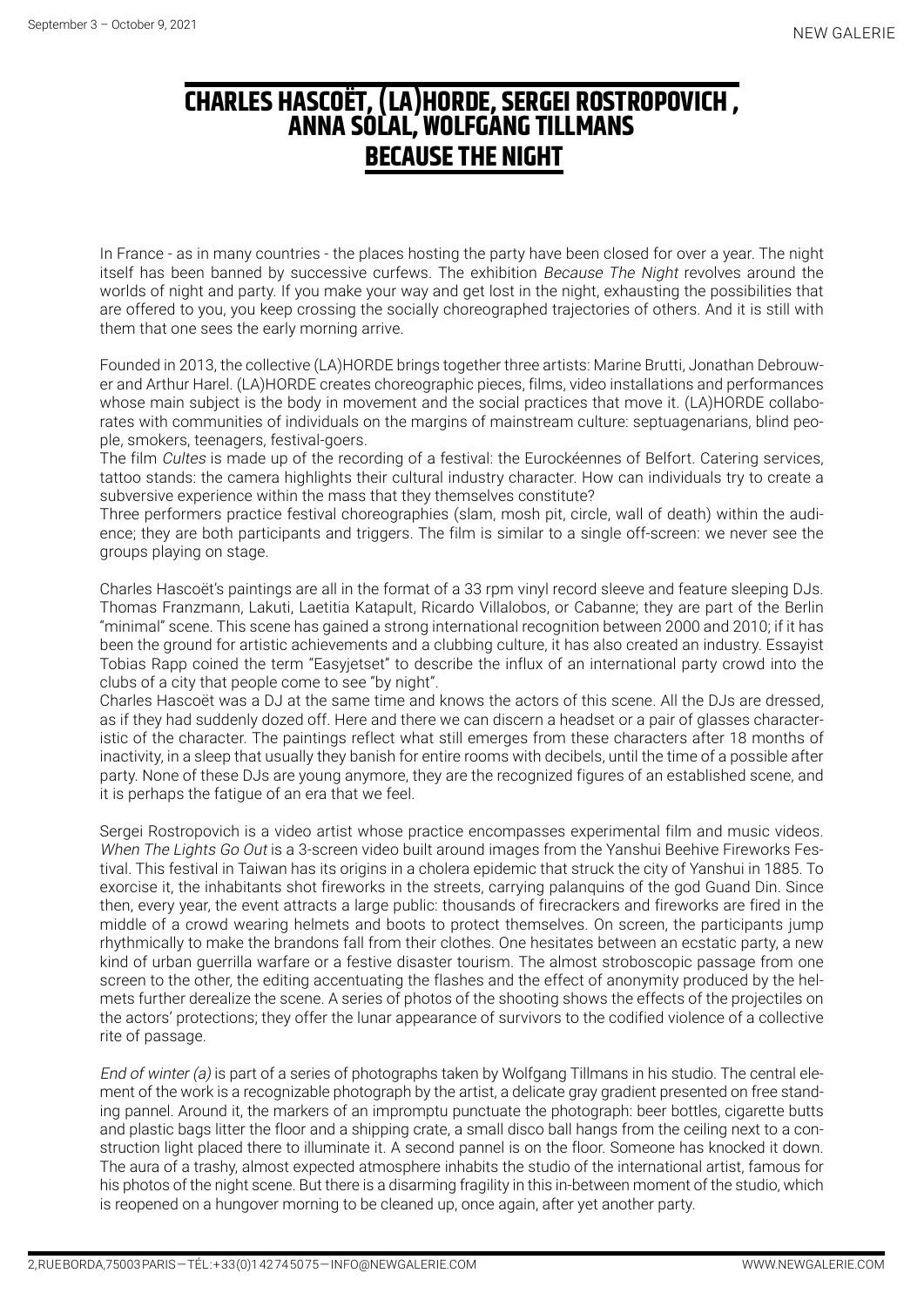# CHARLES HASCOËT, (LA)HORDE, SERGEI ROSTROPOVICH , ANNA SOLAL, WOLFGANG TILLMANS

## BECAUSE THE NIGHT

In France - as in many countries - the places hosting the party have been closed for over a year. The night itself has been banned by successive curfews. The exhibition *Because The Night* revolves around the worlds of night and party. If you make your way and get lost in the night, exhausting the possibilities that are offered to you, you keep crossing the socially choreographed trajectories of others. And it is still with them that one sees the early morning arrive.

Founded in 2013, the collective (LA)HORDE brings together three artists: Marine Brutti, Jonathan Debrouwer and Arthur Harel. (LA)HORDE creates choreographic pieces, films, video installations and performances whose main subject is the body in movement and the social practices that move it. (LA)HORDE collaborates with communities of individuals on the margins of mainstream culture: septuagenarians, blind people, smokers, teenagers, festival-goers.
The film *Cultes* is made up of the recording of a festival: the Eurockéennes of Belfort. Catering services, tattoo stands: the camera highlights their cultural industry character. How can individuals try to create a subversive experience within the mass that they themselves constitute?
Three performers practice festival choreographies (slam, mosh pit, circle, wall of death) within the audience; they are both participants and triggers. The film is similar to a single off-screen: we never see the groups playing on stage.

Charles Hascoët's paintings are all in the format of a 33 rpm vinyl record sleeve and feature sleeping DJs. Thomas Franzmann, Lakuti, Laetitia Katapult, Ricardo Villalobos, or Cabanne; they are part of the Berlin "minimal" scene. This scene has gained a strong international recognition between 2000 and 2010; if it has been the ground for artistic achievements and a clubbing culture, it has also created an industry. Essayist Tobias Rapp coined the term "Easyjetset" to describe the influx of an international party crowd into the clubs of a city that people come to see "by night".
Charles Hascoët was a DJ at the same time and knows the actors of this scene. All the DJs are dressed, as if they had suddenly dozed off. Here and there we can discern a headset or a pair of glasses characteristic of the character. The paintings reflect what still emerges from these characters after 18 months of inactivity, in a sleep that usually they banish for entire rooms with decibels, until the time of a possible after party. None of these DJs are young anymore, they are the recognized figures of an established scene, and it is perhaps the fatigue of an era that we feel.

Sergei Rostropovich is a video artist whose practice encompasses experimental film and music videos. *When The Lights Go Out* is a 3-screen video built around images from the Yanshui Beehive Fireworks Festival. This festival in Taiwan has its origins in a cholera epidemic that struck the city of Yanshui in 1885. To exorcise it, the inhabitants shot fireworks in the streets, carrying palanquins of the god Guand Din. Since then, every year, the event attracts a large public: thousands of firecrackers and fireworks are fired in the middle of a crowd wearing helmets and boots to protect themselves. On screen, the participants jump rhythmically to make the brandons fall from their clothes. One hesitates between an ecstatic party, a new kind of urban guerrilla warfare or a festive disaster tourism. The almost stroboscopic passage from one screen to the other, the editing accentuating the flashes and the effect of anonymity produced by the helmets further derealize the scene. A series of photos of the shooting shows the effects of the projectiles on the actors' protections; they offer the lunar appearance of survivors to the codified violence of a collective rite of passage.

*End of winter (a)* is part of a series of photographs taken by Wolfgang Tillmans in his studio. The central element of the work is a recognizable photograph by the artist, a delicate gray gradient presented on free standing pannel. Around it, the markers of an impromptu punctuate the photograph: beer bottles, cigarette butts and plastic bags litter the floor and a shipping crate, a small disco ball hangs from the ceiling next to a construction light placed there to illuminate it. A second pannel is on the floor. Someone has knocked it down. The aura of a trashy, almost expected atmosphere inhabits the studio of the international artist, famous for his photos of the night scene. But there is a disarming fragility in this in-between moment of the studio, which is reopened on a hungover morning to be cleaned up, once again, after yet another party.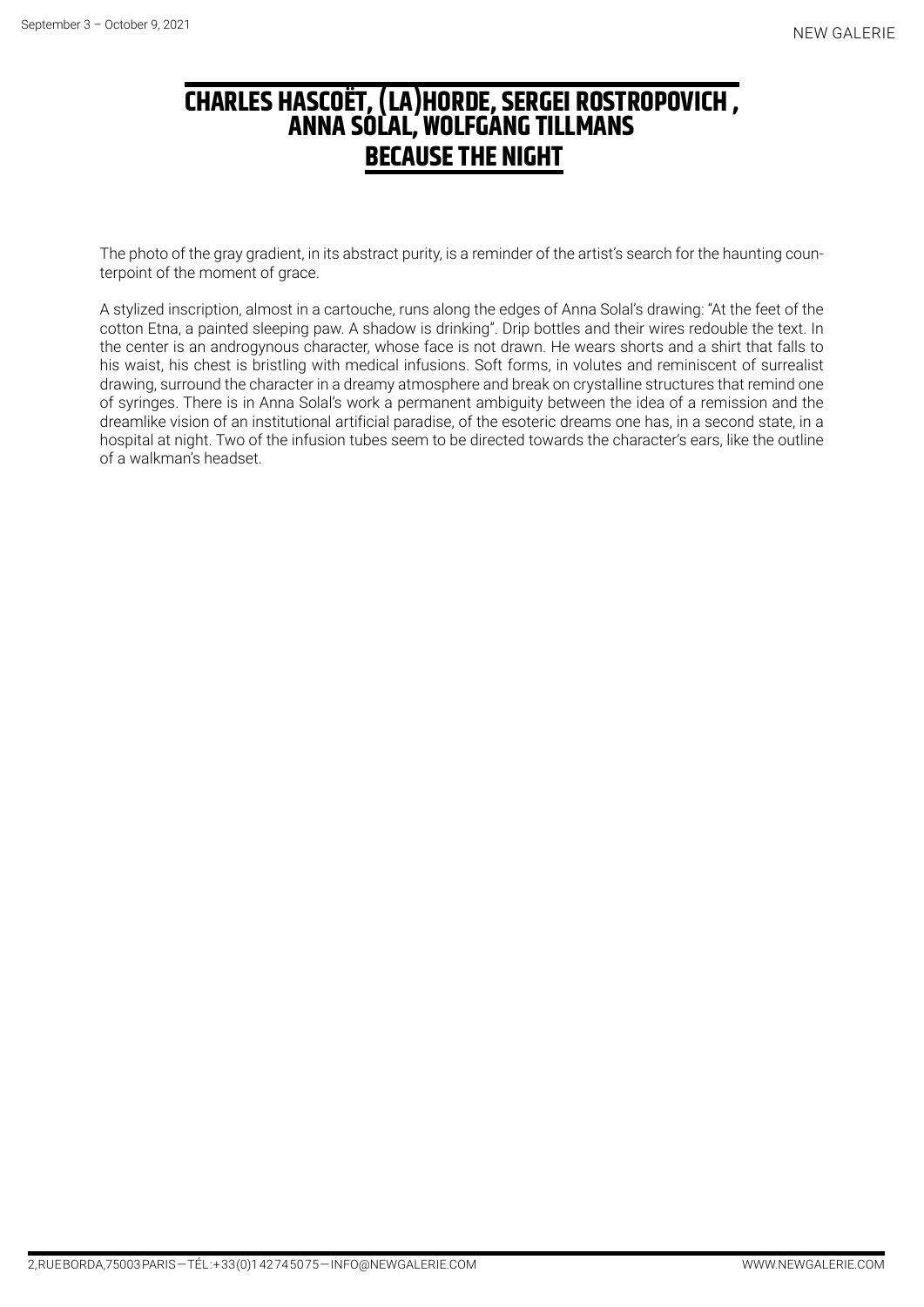# CHARLES HASCOËT, (LA)HORDE, SERGEI ROSTROPOVICH , ANNA SOLAL, WOLFGANG TILLMANS

## BECAUSE THE NIGHT

The photo of the gray gradient, in its abstract purity, is a reminder of the artist's search for the haunting counterpoint of the moment of grace.

A stylized inscription, almost in a cartouche, runs along the edges of Anna Solal's drawing: "At the feet of the cotton Etna, a painted sleeping paw. A shadow is drinking". Drip bottles and their wires redouble the text. In the center is an androgynous character, whose face is not drawn. He wears shorts and a shirt that falls to his waist, his chest is bristling with medical infusions. Soft forms, in volutes and reminiscent of surrealist drawing, surround the character in a dreamy atmosphere and break on crystalline structures that remind one of syringes. There is in Anna Solal's work a permanent ambiguity between the idea of a remission and the dreamlike vision of an institutional artificial paradise, of the esoteric dreams one has, in a second state, in a hospital at night. Two of the infusion tubes seem to be directed towards the character's ears, like the outline of a walkman's headset.